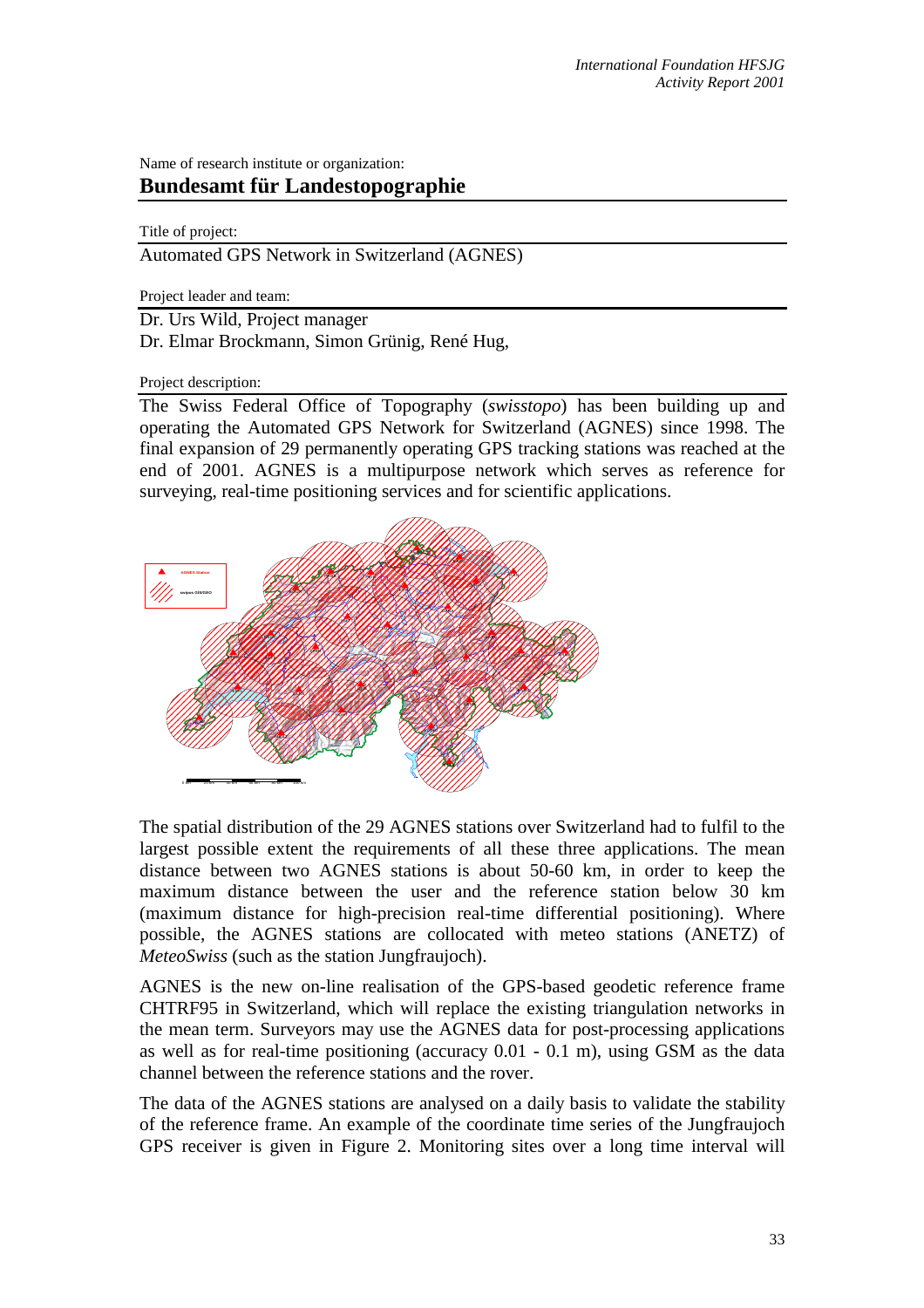Name of research institute or organization:

## Bundesamt für Landestopographie

Title of project:

Automated GPS Network in Switzerland (AGNES)

Project leader and team:

Dr. Urs Wild, Project manager
Dr. Elmar Brockmann, Simon Grünig, René Hug,

Project description:

The Swiss Federal Office of Topography (*swisstopo*) has been building up and operating the Automated GPS Network for Switzerland (AGNES) since 1998. The final expansion of 29 permanently operating GPS tracking stations was reached at the end of 2001. AGNES is a multipurpose network which serves as reference for surveying, real-time positioning services and for scientific applications.

The spatial distribution of the 29 AGNES stations over Switzerland had to fulfil to the largest possible extent the requirements of all these three applications. The mean distance between two AGNES stations is about 50-60 km, in order to keep the maximum distance between the user and the reference station below 30 km (maximum distance for high-precision real-time differential positioning). Where possible, the AGNES stations are collocated with meteo stations (ANETZ) of *MeteoSwiss* (such as the station Jungfraujoch).

AGNES is the new on-line realisation of the GPS-based geodetic reference frame CHTRF95 in Switzerland, which will replace the existing triangulation networks in the mean term. Surveyors may use the AGNES data for post-processing applications as well as for real-time positioning (accuracy 0.01 - 0.1 m), using GSM as the data channel between the reference stations and the rover.

The data of the AGNES stations are analysed on a daily basis to validate the stability of the reference frame. An example of the coordinate time series of the Jungfraujoch GPS receiver is given in Figure 2. Monitoring sites over a long time interval will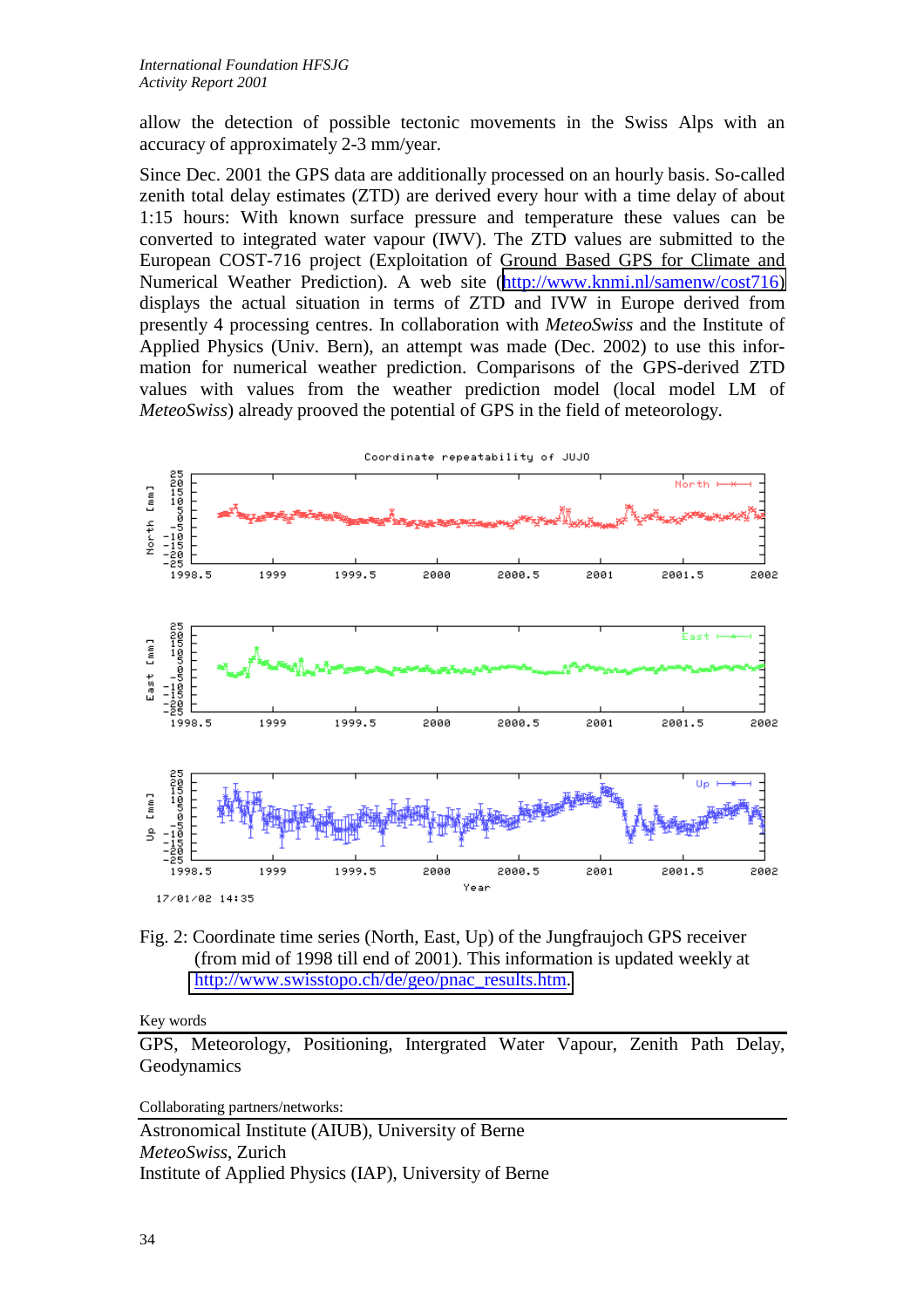allow the detection of possible tectonic movements in the Swiss Alps with an accuracy of approximately 2-3 mm/year.

Since Dec. 2001 the GPS data are additionally processed on an hourly basis. So-called zenith total delay estimates (ZTD) are derived every hour with a time delay of about 1:15 hours: With known surface pressure and temperature these values can be converted to integrated water vapour (IWV). The ZTD values are submitted to the European COST-716 project (Exploitation of Ground Based GPS for Climate and Numerical Weather Prediction). A web site (http://www.knmi.nl/samenw/cost716) displays the actual situation in terms of ZTD and IVW in Europe derived from presently 4 processing centres. In collaboration with *MeteoSwiss* and the Institute of Applied Physics (Univ. Bern), an attempt was made (Dec. 2002) to use this information for numerical weather prediction. Comparisons of the GPS-derived ZTD values with values from the weather prediction model (local model LM of *MeteoSwiss*) already prooved the potential of GPS in the field of meteorology.

Fig. 2: Coordinate time series (North, East, Up) of the Jungfraujoch GPS receiver (from mid of 1998 till end of 2001). This information is updated weekly at http://www.swisstopo.ch/de/geo/pnac_results.htm.

Key words

GPS, Meteorology, Positioning, Intergrated Water Vapour, Zenith Path Delay, Geodynamics

Collaborating partners/networks:

Astronomical Institute (AIUB), University of Berne
*MeteoSwiss*, Zurich
Institute of Applied Physics (IAP), University of Berne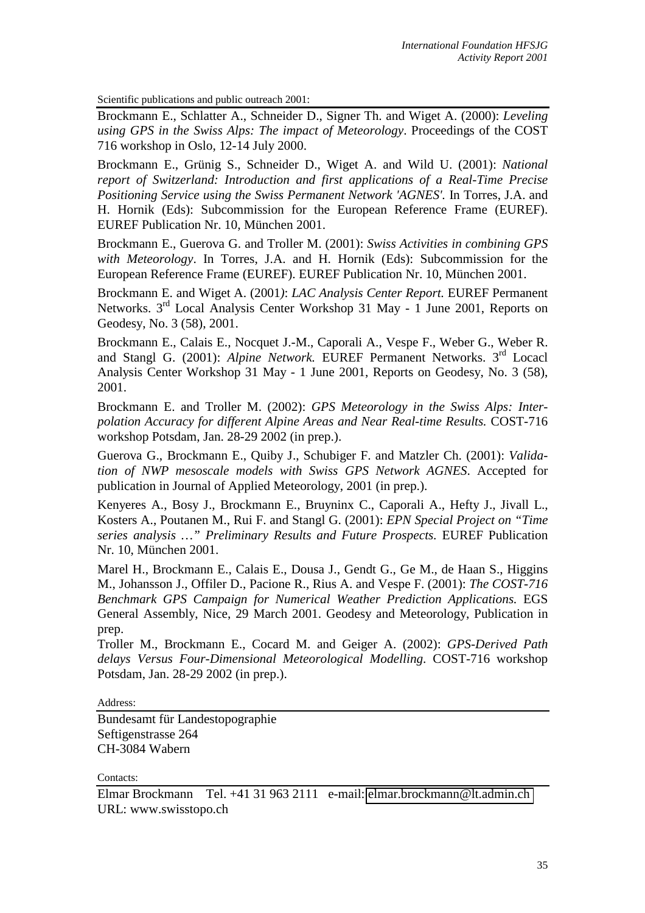Scientific publications and public outreach 2001:

Brockmann E., Schlatter A., Schneider D., Signer Th. and Wiget A. (2000): *Leveling using GPS in the Swiss Alps: The impact of Meteorology*. Proceedings of the COST 716 workshop in Oslo, 12-14 July 2000.

Brockmann E., Grünig S., Schneider D., Wiget A. and Wild U. (2001): *National report of Switzerland: Introduction and first applications of a Real-Time Precise Positioning Service using the Swiss Permanent Network 'AGNES'.* In Torres, J.A. and H. Hornik (Eds): Subcommission for the European Reference Frame (EUREF). EUREF Publication Nr. 10, München 2001.

Brockmann E., Guerova G. and Troller M. (2001): *Swiss Activities in combining GPS with Meteorology*. In Torres, J.A. and H. Hornik (Eds): Subcommission for the European Reference Frame (EUREF). EUREF Publication Nr. 10, München 2001.

Brockmann E. and Wiget A. (2001): *LAC Analysis Center Report.* EUREF Permanent Networks. 3rd Local Analysis Center Workshop 31 May - 1 June 2001, Reports on Geodesy, No. 3 (58), 2001.

Brockmann E., Calais E., Nocquet J.-M., Caporali A., Vespe F., Weber G., Weber R. and Stangl G. (2001): *Alpine Network.* EUREF Permanent Networks. 3rd Locacl Analysis Center Workshop 31 May - 1 June 2001, Reports on Geodesy, No. 3 (58), 2001.

Brockmann E. and Troller M. (2002): *GPS Meteorology in the Swiss Alps: Interpolation Accuracy for different Alpine Areas and Near Real-time Results.* COST-716 workshop Potsdam, Jan. 28-29 2002 (in prep.).

Guerova G., Brockmann E., Quiby J., Schubiger F. and Matzler Ch. (2001): *Validation of NWP mesoscale models with Swiss GPS Network AGNES*. Accepted for publication in Journal of Applied Meteorology, 2001 (in prep.).

Kenyeres A., Bosy J., Brockmann E., Bruyninx C., Caporali A., Hefty J., Jivall L., Kosters A., Poutanen M., Rui F. and Stangl G. (2001): *EPN Special Project on "Time series analysis …" Preliminary Results and Future Prospects.* EUREF Publication Nr. 10, München 2001.

Marel H., Brockmann E., Calais E., Dousa J., Gendt G., Ge M., de Haan S., Higgins M., Johansson J., Offiler D., Pacione R., Rius A. and Vespe F. (2001): *The COST-716 Benchmark GPS Campaign for Numerical Weather Prediction Applications.* EGS General Assembly, Nice, 29 March 2001. Geodesy and Meteorology, Publication in prep.

Troller M., Brockmann E., Cocard M. and Geiger A. (2002): *GPS-Derived Path delays Versus Four-Dimensional Meteorological Modelling*. COST-716 workshop Potsdam, Jan. 28-29 2002 (in prep.).

Address:

Bundesamt für Landestopographie  
Seftigenstrasse 264  
CH-3084 Wabern

Contacts:

Elmar Brockmann Tel. +41 31 963 2111 e-mail: elmar.brockmann@lt.admin.ch  
URL: www.swisstopo.ch